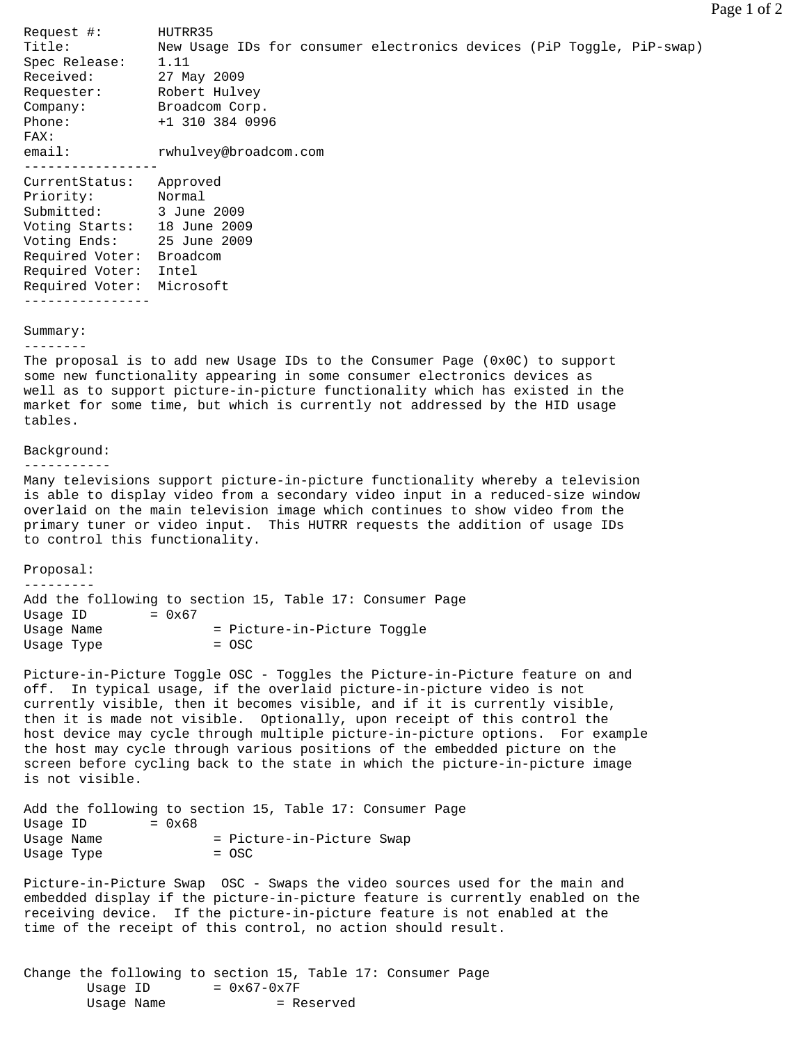```
Request #:        HUTRR35
Title:            New Usage IDs for consumer electronics devices (PiP Toggle, PiP-swap)
Spec Release:     1.11
Received:         27 May 2009
Requester:        Robert Hulvey
Company:          Broadcom Corp.
Phone:            +1 310 384 0996
FAX:
email:            rwhulvey@broadcom.com
-----------------
CurrentStatus:    Approved
Priority:         Normal
Submitted:        3 June 2009
Voting Starts:    18 June 2009
Voting Ends:      25 June 2009
Required Voter:   Broadcom
Required Voter:   Intel
Required Voter:   Microsoft
----------------
```

Summary:
--------

The proposal is to add new Usage IDs to the Consumer Page (0x0C) to support some new functionality appearing in some consumer electronics devices as well as to support picture-in-picture functionality which has existed in the market for some time, but which is currently not addressed by the HID usage tables.

Background:
-----------

Many televisions support picture-in-picture functionality whereby a television is able to display video from a secondary video input in a reduced-size window overlaid on the main television image which continues to show video from the primary tuner or video input. This HUTRR requests the addition of usage IDs to control this functionality.

Proposal:
---------

Add the following to section 15, Table 17: Consumer Page

```
Usage ID        = 0x67
Usage Name              = Picture-in-Picture Toggle
Usage Type              = OSC
```

Picture-in-Picture Toggle OSC - Toggles the Picture-in-Picture feature on and off. In typical usage, if the overlaid picture-in-picture video is not currently visible, then it becomes visible, and if it is currently visible, then it is made not visible. Optionally, upon receipt of this control the host device may cycle through multiple picture-in-picture options. For example the host may cycle through various positions of the embedded picture on the screen before cycling back to the state in which the picture-in-picture image is not visible.

Add the following to section 15, Table 17: Consumer Page

```
Usage ID        = 0x68
Usage Name              = Picture-in-Picture Swap
Usage Type              = OSC
```

Picture-in-Picture Swap OSC - Swaps the video sources used for the main and embedded display if the picture-in-picture feature is currently enabled on the receiving device. If the picture-in-picture feature is not enabled at the time of the receipt of this control, no action should result.

Change the following to section 15, Table 17: Consumer Page

```
        Usage ID        = 0x67-0x7F
        Usage Name              = Reserved
```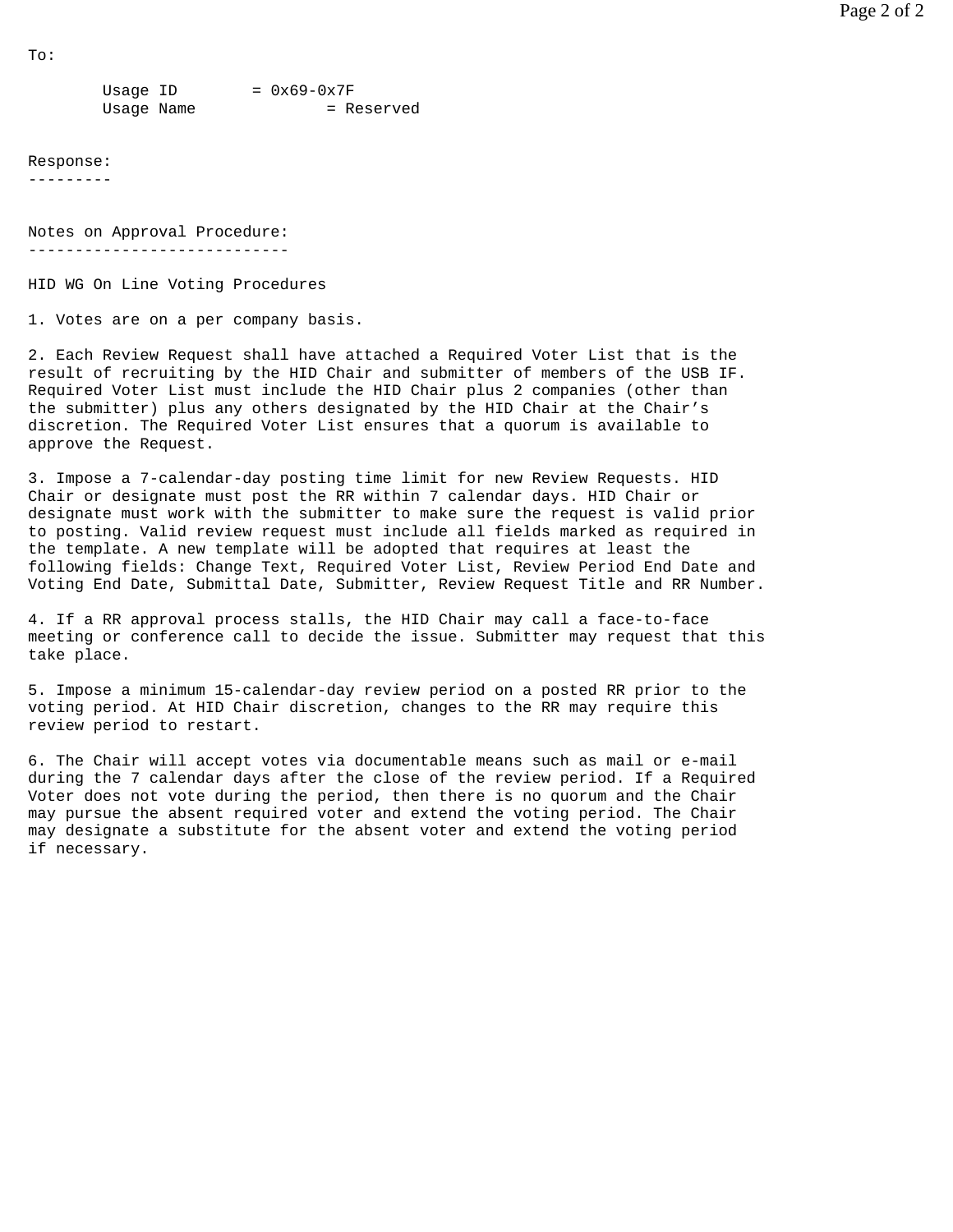To:

```
        Usage ID        = 0x69-0x7F
        Usage Name              = Reserved
```

Response:
---------

Notes on Approval Procedure:
----------------------------

HID WG On Line Voting Procedures

1. Votes are on a per company basis.

2. Each Review Request shall have attached a Required Voter List that is the result of recruiting by the HID Chair and submitter of members of the USB IF. Required Voter List must include the HID Chair plus 2 companies (other than the submitter) plus any others designated by the HID Chair at the Chair's discretion. The Required Voter List ensures that a quorum is available to approve the Request.

3. Impose a 7-calendar-day posting time limit for new Review Requests. HID Chair or designate must post the RR within 7 calendar days. HID Chair or designate must work with the submitter to make sure the request is valid prior to posting. Valid review request must include all fields marked as required in the template. A new template will be adopted that requires at least the following fields: Change Text, Required Voter List, Review Period End Date and Voting End Date, Submittal Date, Submitter, Review Request Title and RR Number.

4. If a RR approval process stalls, the HID Chair may call a face-to-face meeting or conference call to decide the issue. Submitter may request that this take place.

5. Impose a minimum 15-calendar-day review period on a posted RR prior to the voting period. At HID Chair discretion, changes to the RR may require this review period to restart.

6. The Chair will accept votes via documentable means such as mail or e-mail during the 7 calendar days after the close of the review period. If a Required Voter does not vote during the period, then there is no quorum and the Chair may pursue the absent required voter and extend the voting period. The Chair may designate a substitute for the absent voter and extend the voting period if necessary.